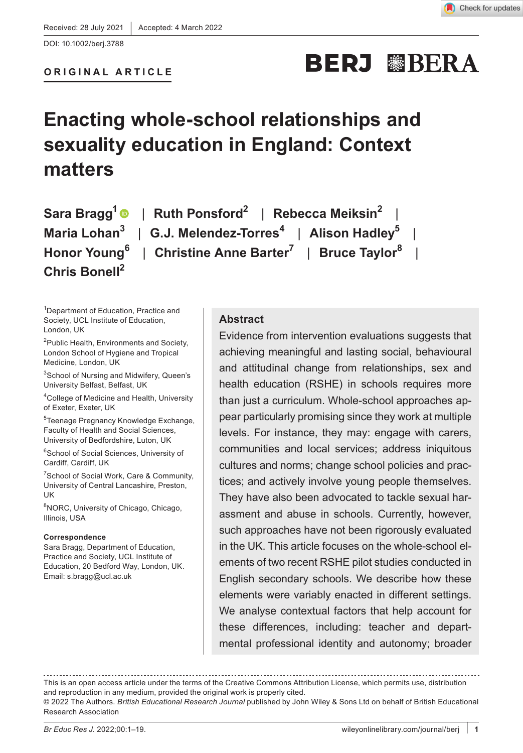Received: 28 July 2021 | Accepted: 4 March 2022

DOI: 10.1002/berj.3788

**ORIGINAL ARTICLE**

# Enacting whole-school relationships and sexuality education in England: Context matters

**Sara Bragg**[1] | **Ruth Ponsford**[2] | **Rebecca Meiksin**[2] | **Maria Lohan**[3] | **G.J. Melendez-Torres**[4] | **Alison Hadley**[5] | **Honor Young**[6] | **Christine Anne Barter**[7] | **Bruce Taylor**[8] | **Chris Bonell**[2]

[1]Department of Education, Practice and Society, UCL Institute of Education, London, UK

[2]Public Health, Environments and Society, London School of Hygiene and Tropical Medicine, London, UK

[3]School of Nursing and Midwifery, Queen's University Belfast, Belfast, UK

[4]College of Medicine and Health, University of Exeter, Exeter, UK

[5]Teenage Pregnancy Knowledge Exchange, Faculty of Health and Social Sciences, University of Bedfordshire, Luton, UK

[6]School of Social Sciences, University of Cardiff, Cardiff, UK

[7]School of Social Work, Care & Community, University of Central Lancashire, Preston, UK

[8]NORC, University of Chicago, Chicago, Illinois, USA

**Correspondence**
Sara Bragg, Department of Education, Practice and Society, UCL Institute of Education, 20 Bedford Way, London, UK.
Email: s.bragg@ucl.ac.uk

## Abstract

Evidence from intervention evaluations suggests that achieving meaningful and lasting social, behavioural and attitudinal change from relationships, sex and health education (RSHE) in schools requires more than just a curriculum. Whole-school approaches appear particularly promising since they work at multiple levels. For instance, they may: engage with carers, communities and local services; address iniquitous cultures and norms; change school policies and practices; and actively involve young people themselves. They have also been advocated to tackle sexual harassment and abuse in schools. Currently, however, such approaches have not been rigorously evaluated in the UK. This article focuses on the whole-school elements of two recent RSHE pilot studies conducted in English secondary schools. We describe how these elements were variably enacted in different settings. We analyse contextual factors that help account for these differences, including: teacher and departmental professional identity and autonomy; broader

This is an open access article under the terms of the Creative Commons Attribution License, which permits use, distribution and reproduction in any medium, provided the original work is properly cited.
© 2022 The Authors. *British Educational Research Journal* published by John Wiley & Sons Ltd on behalf of British Educational Research Association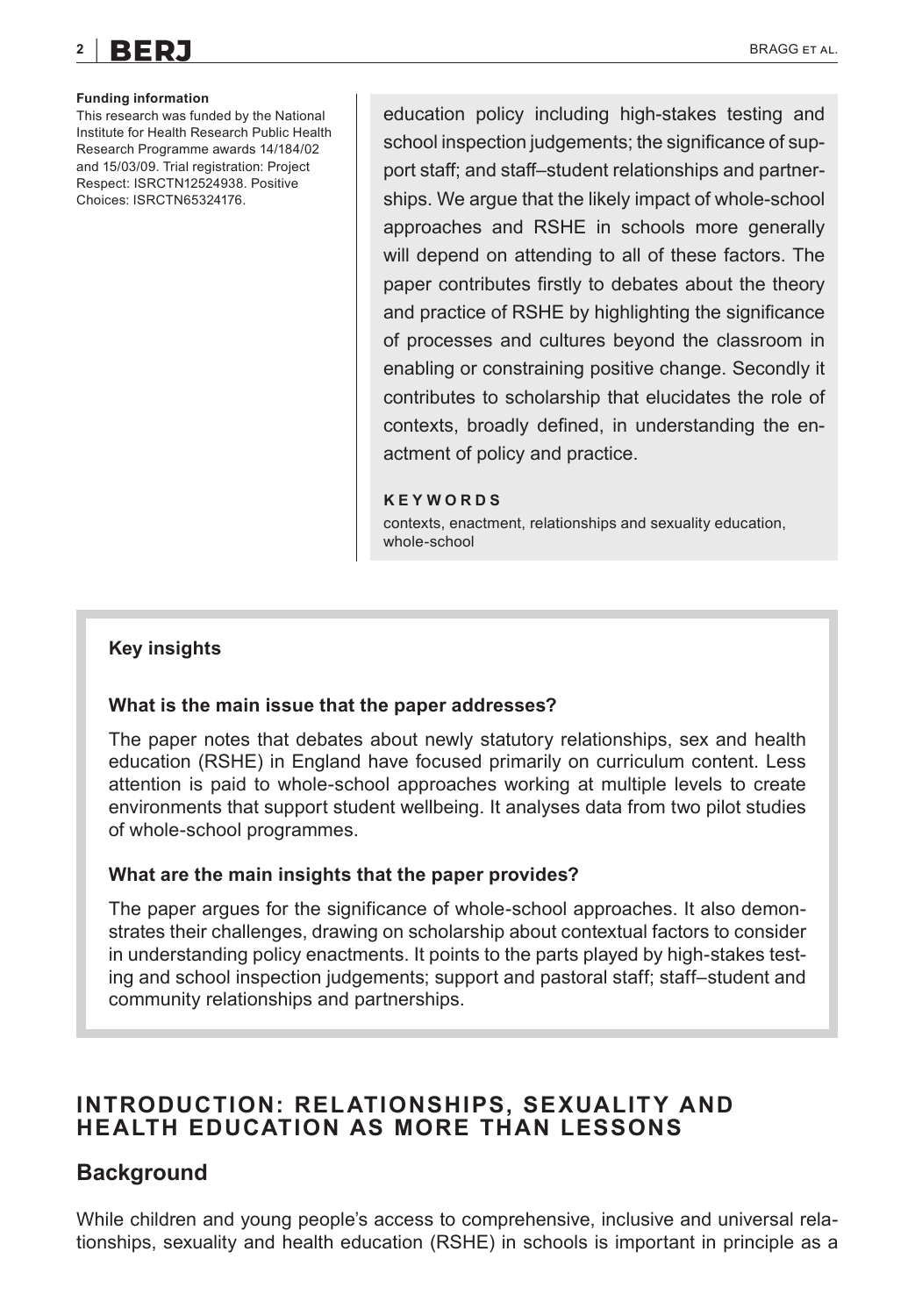**Funding information**

This research was funded by the National Institute for Health Research Public Health Research Programme awards 14/184/02 and 15/03/09. Trial registration: Project Respect: ISRCTN12524938. Positive Choices: ISRCTN65324176.

education policy including high-stakes testing and school inspection judgements; the significance of support staff; and staff–student relationships and partnerships. We argue that the likely impact of whole-school approaches and RSHE in schools more generally will depend on attending to all of these factors. The paper contributes firstly to debates about the theory and practice of RSHE by highlighting the significance of processes and cultures beyond the classroom in enabling or constraining positive change. Secondly it contributes to scholarship that elucidates the role of contexts, broadly defined, in understanding the enactment of policy and practice.

**KEYWORDS**

contexts, enactment, relationships and sexuality education, whole-school

**Key insights**

**What is the main issue that the paper addresses?**

The paper notes that debates about newly statutory relationships, sex and health education (RSHE) in England have focused primarily on curriculum content. Less attention is paid to whole-school approaches working at multiple levels to create environments that support student wellbeing. It analyses data from two pilot studies of whole-school programmes.

**What are the main insights that the paper provides?**

The paper argues for the significance of whole-school approaches. It also demonstrates their challenges, drawing on scholarship about contextual factors to consider in understanding policy enactments. It points to the parts played by high-stakes testing and school inspection judgements; support and pastoral staff; staff–student and community relationships and partnerships.

# INTRODUCTION: RELATIONSHIPS, SEXUALITY AND HEALTH EDUCATION AS MORE THAN LESSONS

## Background

While children and young people's access to comprehensive, inclusive and universal relationships, sexuality and health education (RSHE) in schools is important in principle as a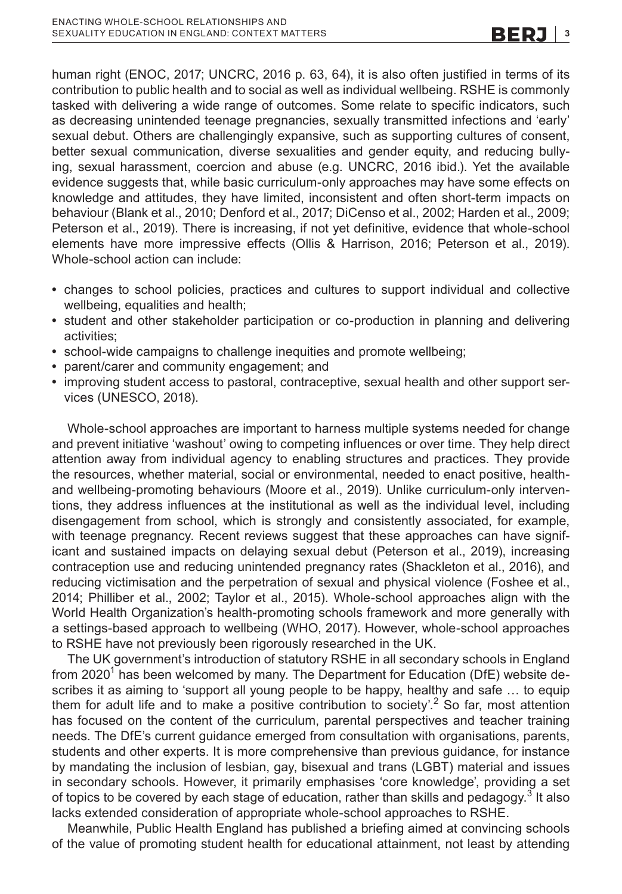human right (ENOC, 2017; UNCRC, 2016 p. 63, 64), it is also often justified in terms of its contribution to public health and to social as well as individual wellbeing. RSHE is commonly tasked with delivering a wide range of outcomes. Some relate to specific indicators, such as decreasing unintended teenage pregnancies, sexually transmitted infections and 'early' sexual debut. Others are challengingly expansive, such as supporting cultures of consent, better sexual communication, diverse sexualities and gender equity, and reducing bullying, sexual harassment, coercion and abuse (e.g. UNCRC, 2016 ibid.). Yet the available evidence suggests that, while basic curriculum-only approaches may have some effects on knowledge and attitudes, they have limited, inconsistent and often short-term impacts on behaviour (Blank et al., 2010; Denford et al., 2017; DiCenso et al., 2002; Harden et al., 2009; Peterson et al., 2019). There is increasing, if not yet definitive, evidence that whole-school elements have more impressive effects (Ollis & Harrison, 2016; Peterson et al., 2019). Whole-school action can include:

- changes to school policies, practices and cultures to support individual and collective wellbeing, equalities and health;
- student and other stakeholder participation or co-production in planning and delivering activities;
- school-wide campaigns to challenge inequities and promote wellbeing;
- parent/carer and community engagement; and
- improving student access to pastoral, contraceptive, sexual health and other support services (UNESCO, 2018).

Whole-school approaches are important to harness multiple systems needed for change and prevent initiative 'washout' owing to competing influences or over time. They help direct attention away from individual agency to enabling structures and practices. They provide the resources, whether material, social or environmental, needed to enact positive, health- and wellbeing-promoting behaviours (Moore et al., 2019). Unlike curriculum-only interventions, they address influences at the institutional as well as the individual level, including disengagement from school, which is strongly and consistently associated, for example, with teenage pregnancy. Recent reviews suggest that these approaches can have significant and sustained impacts on delaying sexual debut (Peterson et al., 2019), increasing contraception use and reducing unintended pregnancy rates (Shackleton et al., 2016), and reducing victimisation and the perpetration of sexual and physical violence (Foshee et al., 2014; Philliber et al., 2002; Taylor et al., 2015). Whole-school approaches align with the World Health Organization's health-promoting schools framework and more generally with a settings-based approach to wellbeing (WHO, 2017). However, whole-school approaches to RSHE have not previously been rigorously researched in the UK.

The UK government's introduction of statutory RSHE in all secondary schools in England from 2020[1] has been welcomed by many. The Department for Education (DfE) website describes it as aiming to 'support all young people to be happy, healthy and safe … to equip them for adult life and to make a positive contribution to society'.[2] So far, most attention has focused on the content of the curriculum, parental perspectives and teacher training needs. The DfE's current guidance emerged from consultation with organisations, parents, students and other experts. It is more comprehensive than previous guidance, for instance by mandating the inclusion of lesbian, gay, bisexual and trans (LGBT) material and issues in secondary schools. However, it primarily emphasises 'core knowledge', providing a set of topics to be covered by each stage of education, rather than skills and pedagogy.[3] It also lacks extended consideration of appropriate whole-school approaches to RSHE.

Meanwhile, Public Health England has published a briefing aimed at convincing schools of the value of promoting student health for educational attainment, not least by attending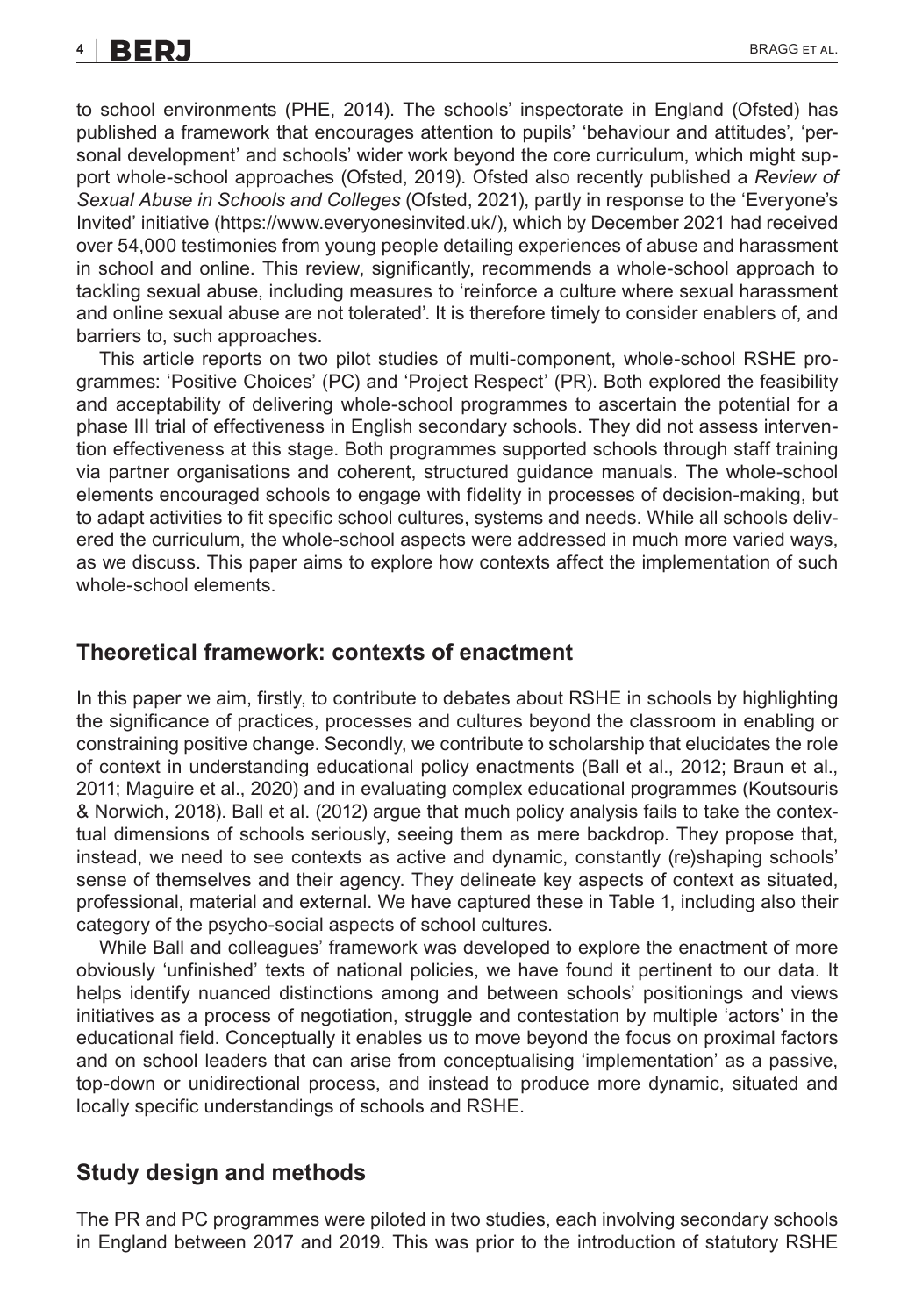to school environments (PHE, 2014). The schools' inspectorate in England (Ofsted) has published a framework that encourages attention to pupils' 'behaviour and attitudes', 'personal development' and schools' wider work beyond the core curriculum, which might support whole-school approaches (Ofsted, 2019). Ofsted also recently published a *Review of Sexual Abuse in Schools and Colleges* (Ofsted, 2021), partly in response to the 'Everyone's Invited' initiative (https://www.everyonesinvited.uk/), which by December 2021 had received over 54,000 testimonies from young people detailing experiences of abuse and harassment in school and online. This review, significantly, recommends a whole-school approach to tackling sexual abuse, including measures to 'reinforce a culture where sexual harassment and online sexual abuse are not tolerated'. It is therefore timely to consider enablers of, and barriers to, such approaches.

This article reports on two pilot studies of multi-component, whole-school RSHE programmes: 'Positive Choices' (PC) and 'Project Respect' (PR). Both explored the feasibility and acceptability of delivering whole-school programmes to ascertain the potential for a phase III trial of effectiveness in English secondary schools. They did not assess intervention effectiveness at this stage. Both programmes supported schools through staff training via partner organisations and coherent, structured guidance manuals. The whole-school elements encouraged schools to engage with fidelity in processes of decision-making, but to adapt activities to fit specific school cultures, systems and needs. While all schools delivered the curriculum, the whole-school aspects were addressed in much more varied ways, as we discuss. This paper aims to explore how contexts affect the implementation of such whole-school elements.

## Theoretical framework: contexts of enactment

In this paper we aim, firstly, to contribute to debates about RSHE in schools by highlighting the significance of practices, processes and cultures beyond the classroom in enabling or constraining positive change. Secondly, we contribute to scholarship that elucidates the role of context in understanding educational policy enactments (Ball et al., 2012; Braun et al., 2011; Maguire et al., 2020) and in evaluating complex educational programmes (Koutsouris & Norwich, 2018). Ball et al. (2012) argue that much policy analysis fails to take the contextual dimensions of schools seriously, seeing them as mere backdrop. They propose that, instead, we need to see contexts as active and dynamic, constantly (re)shaping schools' sense of themselves and their agency. They delineate key aspects of context as situated, professional, material and external. We have captured these in Table 1, including also their category of the psycho-social aspects of school cultures.

While Ball and colleagues' framework was developed to explore the enactment of more obviously 'unfinished' texts of national policies, we have found it pertinent to our data. It helps identify nuanced distinctions among and between schools' positionings and views initiatives as a process of negotiation, struggle and contestation by multiple 'actors' in the educational field. Conceptually it enables us to move beyond the focus on proximal factors and on school leaders that can arise from conceptualising 'implementation' as a passive, top-down or unidirectional process, and instead to produce more dynamic, situated and locally specific understandings of schools and RSHE.

## Study design and methods

The PR and PC programmes were piloted in two studies, each involving secondary schools in England between 2017 and 2019. This was prior to the introduction of statutory RSHE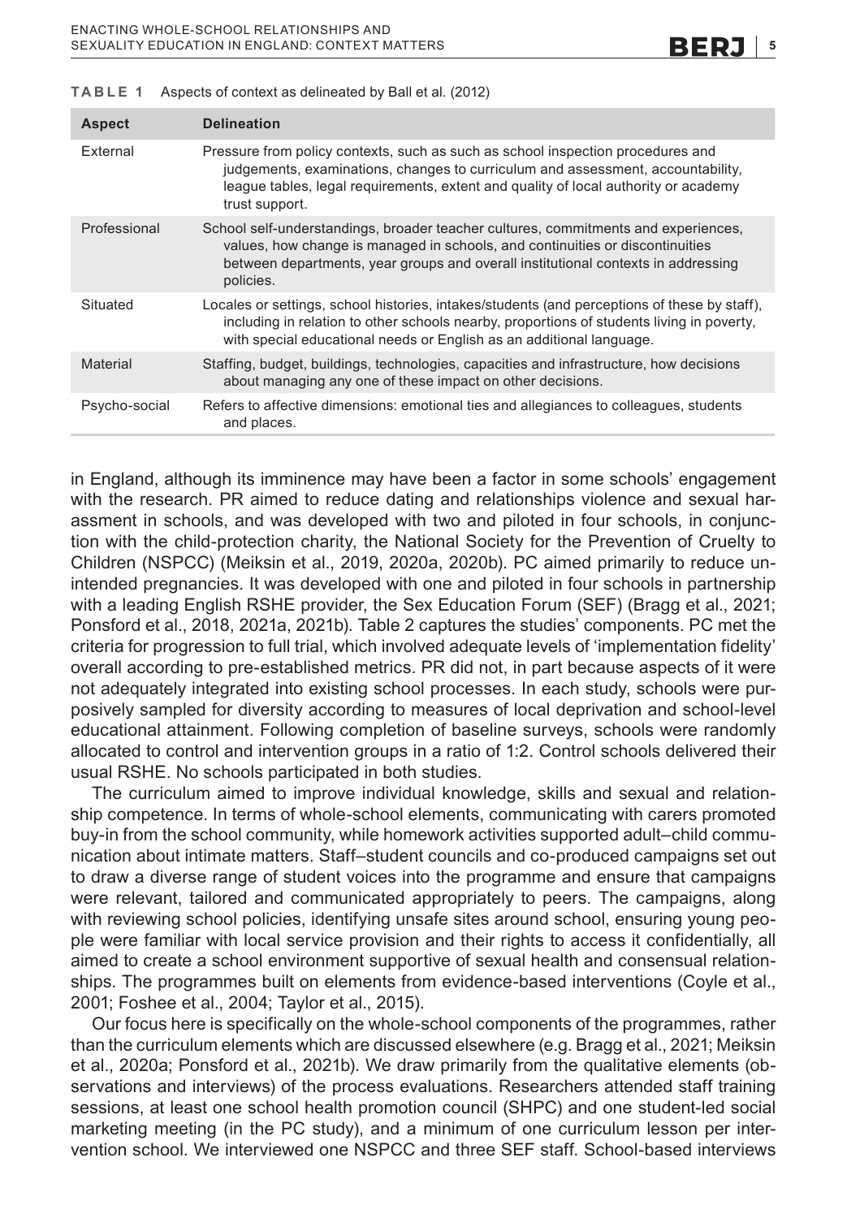**TABLE 1** Aspects of context as delineated by Ball et al. (2012)

| Aspect | Delineation |
|---|---|
| External | Pressure from policy contexts, such as such as school inspection procedures and judgements, examinations, changes to curriculum and assessment, accountability, league tables, legal requirements, extent and quality of local authority or academy trust support. |
| Professional | School self-understandings, broader teacher cultures, commitments and experiences, values, how change is managed in schools, and continuities or discontinuities between departments, year groups and overall institutional contexts in addressing policies. |
| Situated | Locales or settings, school histories, intakes/students (and perceptions of these by staff), including in relation to other schools nearby, proportions of students living in poverty, with special educational needs or English as an additional language. |
| Material | Staffing, budget, buildings, technologies, capacities and infrastructure, how decisions about managing any one of these impact on other decisions. |
| Psycho-social | Refers to affective dimensions: emotional ties and allegiances to colleagues, students and places. |

in England, although its imminence may have been a factor in some schools' engagement with the research. PR aimed to reduce dating and relationships violence and sexual harassment in schools, and was developed with two and piloted in four schools, in conjunction with the child-protection charity, the National Society for the Prevention of Cruelty to Children (NSPCC) (Meiksin et al., 2019, 2020a, 2020b). PC aimed primarily to reduce unintended pregnancies. It was developed with one and piloted in four schools in partnership with a leading English RSHE provider, the Sex Education Forum (SEF) (Bragg et al., 2021; Ponsford et al., 2018, 2021a, 2021b). Table 2 captures the studies' components. PC met the criteria for progression to full trial, which involved adequate levels of 'implementation fidelity' overall according to pre-established metrics. PR did not, in part because aspects of it were not adequately integrated into existing school processes. In each study, schools were purposively sampled for diversity according to measures of local deprivation and school-level educational attainment. Following completion of baseline surveys, schools were randomly allocated to control and intervention groups in a ratio of 1:2. Control schools delivered their usual RSHE. No schools participated in both studies.

The curriculum aimed to improve individual knowledge, skills and sexual and relationship competence. In terms of whole-school elements, communicating with carers promoted buy-in from the school community, while homework activities supported adult–child communication about intimate matters. Staff–student councils and co-produced campaigns set out to draw a diverse range of student voices into the programme and ensure that campaigns were relevant, tailored and communicated appropriately to peers. The campaigns, along with reviewing school policies, identifying unsafe sites around school, ensuring young people were familiar with local service provision and their rights to access it confidentially, all aimed to create a school environment supportive of sexual health and consensual relationships. The programmes built on elements from evidence-based interventions (Coyle et al., 2001; Foshee et al., 2004; Taylor et al., 2015).

Our focus here is specifically on the whole-school components of the programmes, rather than the curriculum elements which are discussed elsewhere (e.g. Bragg et al., 2021; Meiksin et al., 2020a; Ponsford et al., 2021b). We draw primarily from the qualitative elements (observations and interviews) of the process evaluations. Researchers attended staff training sessions, at least one school health promotion council (SHPC) and one student-led social marketing meeting (in the PC study), and a minimum of one curriculum lesson per intervention school. We interviewed one NSPCC and three SEF staff. School-based interviews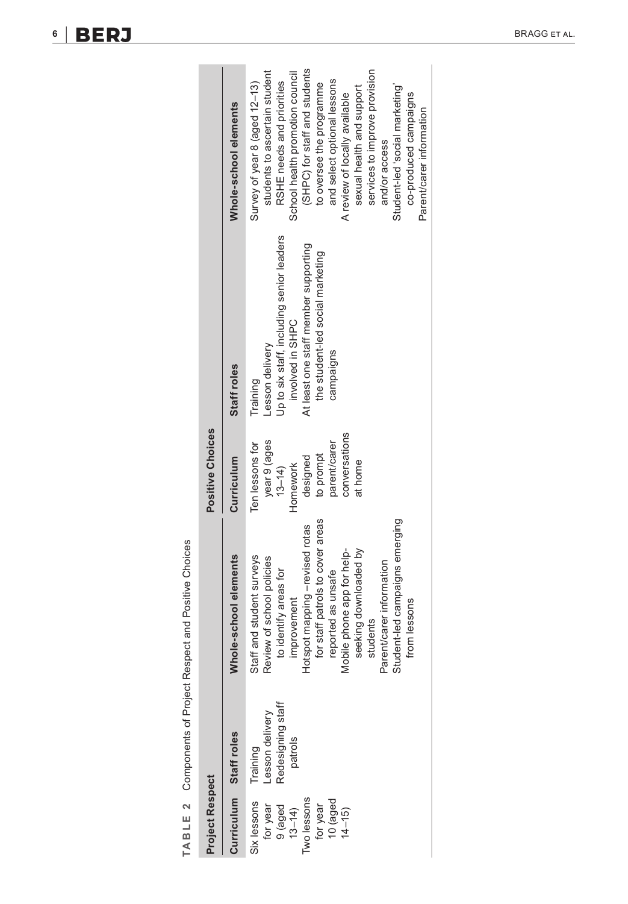**TABLE 2** Components of Project Respect and Positive Choices

| Project Respect | | | Positive Choices | | |
|---|---|---|---|---|---|
| **Curriculum** | **Staff roles** | **Whole-school elements** | **Curriculum** | **Staff roles** | **Whole-school elements** |
| Six lessons for year 9 (aged 13–14)<br>Two lessons for year 10 (aged 14–15) | Training<br>Lesson delivery<br>Redesigning staff patrols | Staff and student surveys<br>Review of school policies to identify areas for improvement<br>Hotspot mapping –revised rotas for staff patrols to cover areas reported as unsafe<br>Mobile phone app for help-seeking downloaded by students<br>Parent/carer information<br>Student-led campaigns emerging from lessons | Ten lessons for year 9 (ages 13–14)<br>Homework designed to prompt parent/carer conversations at home | Training<br>Lesson delivery<br>Up to six staff, including senior leaders involved in SHPC<br>At least one staff member supporting the student-led social marketing campaigns | Survey of year 8 (aged 12–13) students to ascertain student RSHE needs and priorities<br>School health promotion council (SHPC) for staff and students to oversee the programme and select optional lessons<br>A review of locally available sexual health and support services to improve provision and/or access<br>Student-led 'social marketing' co-produced campaigns<br>Parent/carer information |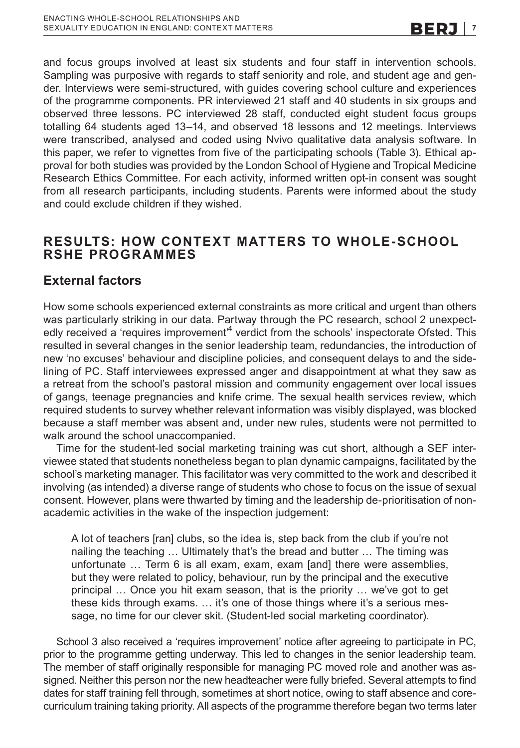and focus groups involved at least six students and four staff in intervention schools. Sampling was purposive with regards to staff seniority and role, and student age and gender. Interviews were semi-structured, with guides covering school culture and experiences of the programme components. PR interviewed 21 staff and 40 students in six groups and observed three lessons. PC interviewed 28 staff, conducted eight student focus groups totalling 64 students aged 13–14, and observed 18 lessons and 12 meetings. Interviews were transcribed, analysed and coded using Nvivo qualitative data analysis software. In this paper, we refer to vignettes from five of the participating schools (Table 3). Ethical approval for both studies was provided by the London School of Hygiene and Tropical Medicine Research Ethics Committee. For each activity, informed written opt-in consent was sought from all research participants, including students. Parents were informed about the study and could exclude children if they wished.

## RESULTS: HOW CONTEXT MATTERS TO WHOLE-SCHOOL RSHE PROGRAMMES

### External factors

How some schools experienced external constraints as more critical and urgent than others was particularly striking in our data. Partway through the PC research, school 2 unexpectedly received a 'requires improvement'[4] verdict from the schools' inspectorate Ofsted. This resulted in several changes in the senior leadership team, redundancies, the introduction of new 'no excuses' behaviour and discipline policies, and consequent delays to and the sidelining of PC. Staff interviewees expressed anger and disappointment at what they saw as a retreat from the school's pastoral mission and community engagement over local issues of gangs, teenage pregnancies and knife crime. The sexual health services review, which required students to survey whether relevant information was visibly displayed, was blocked because a staff member was absent and, under new rules, students were not permitted to walk around the school unaccompanied.

Time for the student-led social marketing training was cut short, although a SEF interviewee stated that students nonetheless began to plan dynamic campaigns, facilitated by the school's marketing manager. This facilitator was very committed to the work and described it involving (as intended) a diverse range of students who chose to focus on the issue of sexual consent. However, plans were thwarted by timing and the leadership de-prioritisation of non-academic activities in the wake of the inspection judgement:

> A lot of teachers [ran] clubs, so the idea is, step back from the club if you're not nailing the teaching … Ultimately that's the bread and butter … The timing was unfortunate … Term 6 is all exam, exam, exam [and] there were assemblies, but they were related to policy, behaviour, run by the principal and the executive principal … Once you hit exam season, that is the priority … we've got to get these kids through exams. … it's one of those things where it's a serious message, no time for our clever skit. (Student-led social marketing coordinator).

School 3 also received a 'requires improvement' notice after agreeing to participate in PC, prior to the programme getting underway. This led to changes in the senior leadership team. The member of staff originally responsible for managing PC moved role and another was assigned. Neither this person nor the new headteacher were fully briefed. Several attempts to find dates for staff training fell through, sometimes at short notice, owing to staff absence and core-curriculum training taking priority. All aspects of the programme therefore began two terms later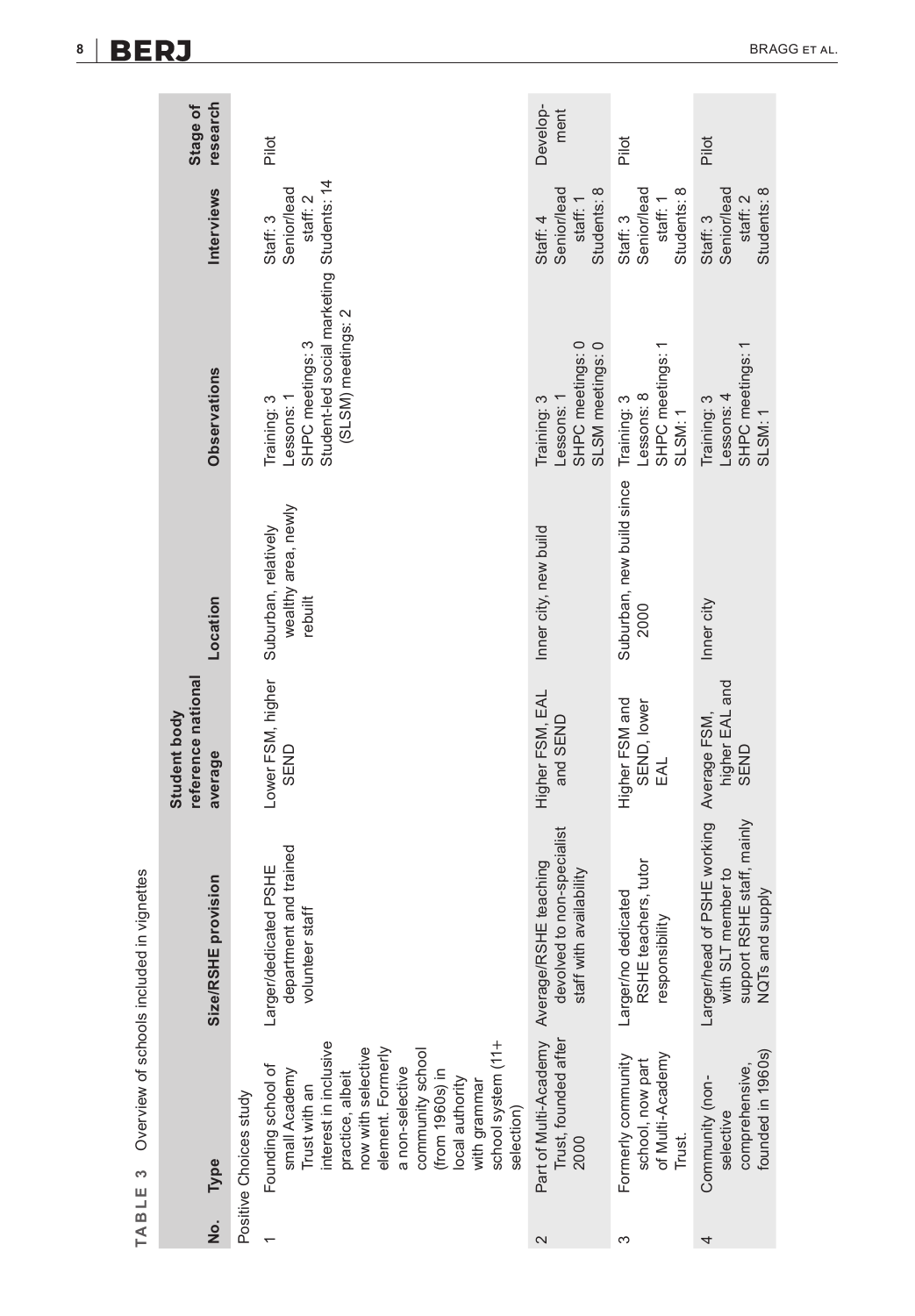**TABLE 3** Overview of schools included in vignettes

| No. | Type | Size/RSHE provision | Student body reference national average | Location | Observations | Interviews | Stage of research |
|---|---|---|---|---|---|---|---|
| Positive Choices study | | | | | | | |
| 1 | Founding school of small Academy Trust with an interest in inclusive practice, albeit now with selective element. Formerly a non-selective community school (from 1960s) in local authority with grammar school system (11+ selection) | Larger/dedicated PSHE department and trained volunteer staff | Lower FSM, higher SEND | Suburban, relatively wealthy area, newly rebuilt | Training: 3<br>Lessons: 1<br>SHPC meetings: 3<br>Student-led social marketing (SLSM) meetings: 2 | Staff: 3<br>Senior/lead staff: 2<br>Students: 14 | Pilot |
| 2 | Part of Multi-Academy Trust, founded after 2000 | Average/RSHE teaching devolved to non-specialist staff with availability | Higher FSM, EAL and SEND | Inner city, new build | Training: 3<br>Lessons: 1<br>SHPC meetings: 0<br>SLSM meetings: 0 | Staff: 4<br>Senior/lead staff: 1<br>Students: 8 | Develop-ment |
| 3 | Formerly community school, now part of Multi-Academy Trust. | Larger/no dedicated RSHE teachers, tutor responsibility | Higher FSM and SEND, lower EAL | Suburban, new build since 2000 | Training: 3<br>Lessons: 8<br>SHPC meetings: 1<br>SLSM: 1 | Staff: 3<br>Senior/lead staff: 1<br>Students: 8 | Pilot |
| 4 | Community (non-selective comprehensive, founded in 1960s) | Larger/head of PSHE working with SLT member to support RSHE staff, mainly NQTs and supply | Average FSM, higher EAL and SEND | Inner city | Training: 3<br>Lessons: 4<br>SHPC meetings: 1<br>SLSM: 1 | Staff: 3<br>Senior/lead staff: 2<br>Students: 8 | Pilot |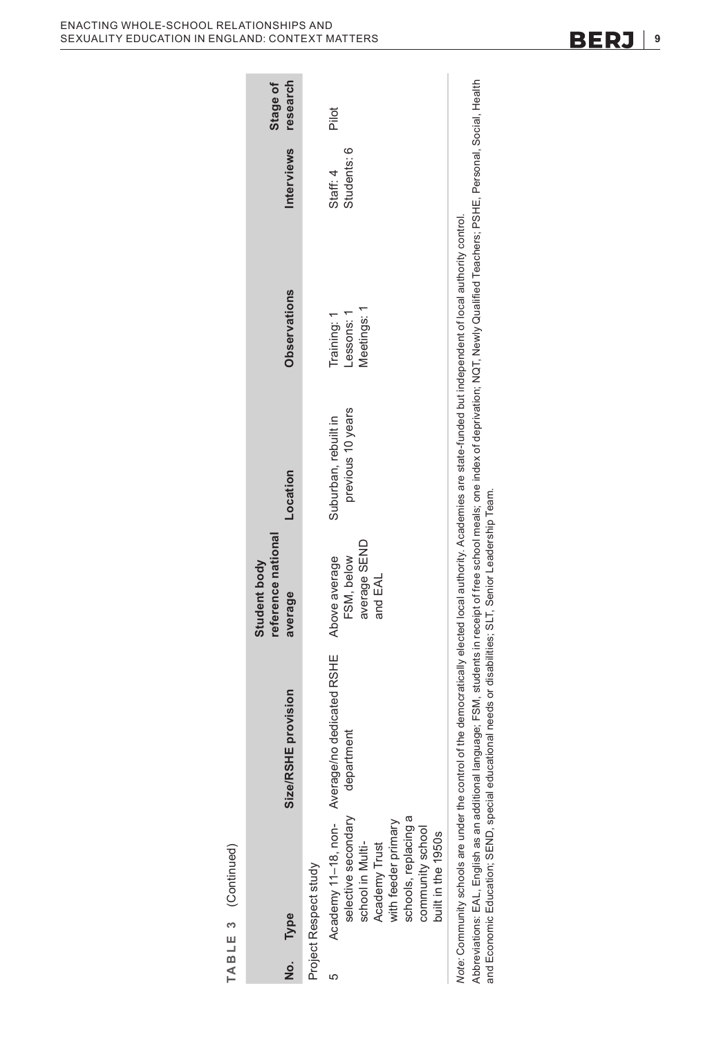**TABLE 3** (Continued)

| No. | Type | Size/RSHE provision | Student body reference national average | Location | Observations | Interviews | Stage of research |
|---|---|---|---|---|---|---|---|
| Project Respect study | | | | | | | |
| 5 | Academy 11–18, non-selective secondary school in Multi-Academy Trust with feeder primary schools, replacing a community school built in the 1950s | Average/no dedicated RSHE department | Above average FSM, below average SEND and EAL | Suburban, rebuilt in previous 10 years | Training: 1<br>Lessons: 1<br>Meetings: 1 | Staff: 4<br>Students: 6 | Pilot |

*Note*: Community schools are under the control of the democratically elected local authority. Academies are state-funded but independent of local authority control.

Abbreviations: EAL, English as an additional language; FSM, students in receipt of free school meals; one index of deprivation; NQT, Newly Qualified Teachers; PSHE, Personal, Social, Health and Economic Education; SEND, special educational needs or disabilities; SLT, Senior Leadership Team.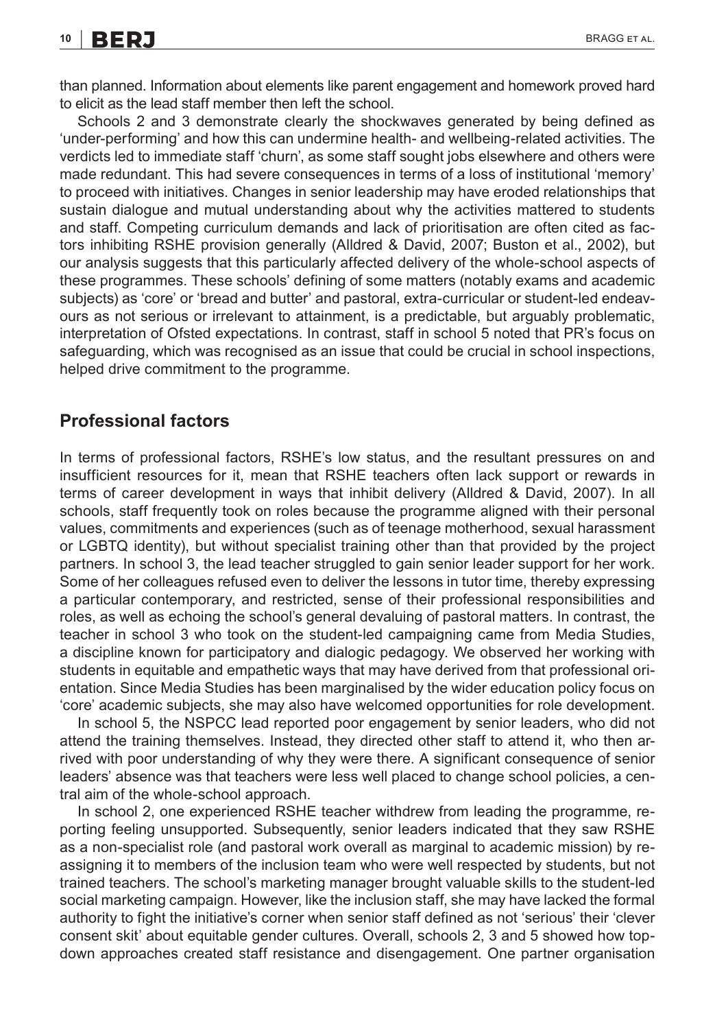than planned. Information about elements like parent engagement and homework proved hard to elicit as the lead staff member then left the school.

Schools 2 and 3 demonstrate clearly the shockwaves generated by being defined as 'under-performing' and how this can undermine health- and wellbeing-related activities. The verdicts led to immediate staff 'churn', as some staff sought jobs elsewhere and others were made redundant. This had severe consequences in terms of a loss of institutional 'memory' to proceed with initiatives. Changes in senior leadership may have eroded relationships that sustain dialogue and mutual understanding about why the activities mattered to students and staff. Competing curriculum demands and lack of prioritisation are often cited as factors inhibiting RSHE provision generally (Alldred & David, 2007; Buston et al., 2002), but our analysis suggests that this particularly affected delivery of the whole-school aspects of these programmes. These schools' defining of some matters (notably exams and academic subjects) as 'core' or 'bread and butter' and pastoral, extra-curricular or student-led endeavours as not serious or irrelevant to attainment, is a predictable, but arguably problematic, interpretation of Ofsted expectations. In contrast, staff in school 5 noted that PR's focus on safeguarding, which was recognised as an issue that could be crucial in school inspections, helped drive commitment to the programme.

## Professional factors

In terms of professional factors, RSHE's low status, and the resultant pressures on and insufficient resources for it, mean that RSHE teachers often lack support or rewards in terms of career development in ways that inhibit delivery (Alldred & David, 2007). In all schools, staff frequently took on roles because the programme aligned with their personal values, commitments and experiences (such as of teenage motherhood, sexual harassment or LGBTQ identity), but without specialist training other than that provided by the project partners. In school 3, the lead teacher struggled to gain senior leader support for her work. Some of her colleagues refused even to deliver the lessons in tutor time, thereby expressing a particular contemporary, and restricted, sense of their professional responsibilities and roles, as well as echoing the school's general devaluing of pastoral matters. In contrast, the teacher in school 3 who took on the student-led campaigning came from Media Studies, a discipline known for participatory and dialogic pedagogy. We observed her working with students in equitable and empathetic ways that may have derived from that professional orientation. Since Media Studies has been marginalised by the wider education policy focus on 'core' academic subjects, she may also have welcomed opportunities for role development.

In school 5, the NSPCC lead reported poor engagement by senior leaders, who did not attend the training themselves. Instead, they directed other staff to attend it, who then arrived with poor understanding of why they were there. A significant consequence of senior leaders' absence was that teachers were less well placed to change school policies, a central aim of the whole-school approach.

In school 2, one experienced RSHE teacher withdrew from leading the programme, reporting feeling unsupported. Subsequently, senior leaders indicated that they saw RSHE as a non-specialist role (and pastoral work overall as marginal to academic mission) by reassigning it to members of the inclusion team who were well respected by students, but not trained teachers. The school's marketing manager brought valuable skills to the student-led social marketing campaign. However, like the inclusion staff, she may have lacked the formal authority to fight the initiative's corner when senior staff defined as not 'serious' their 'clever consent skit' about equitable gender cultures. Overall, schools 2, 3 and 5 showed how top-down approaches created staff resistance and disengagement. One partner organisation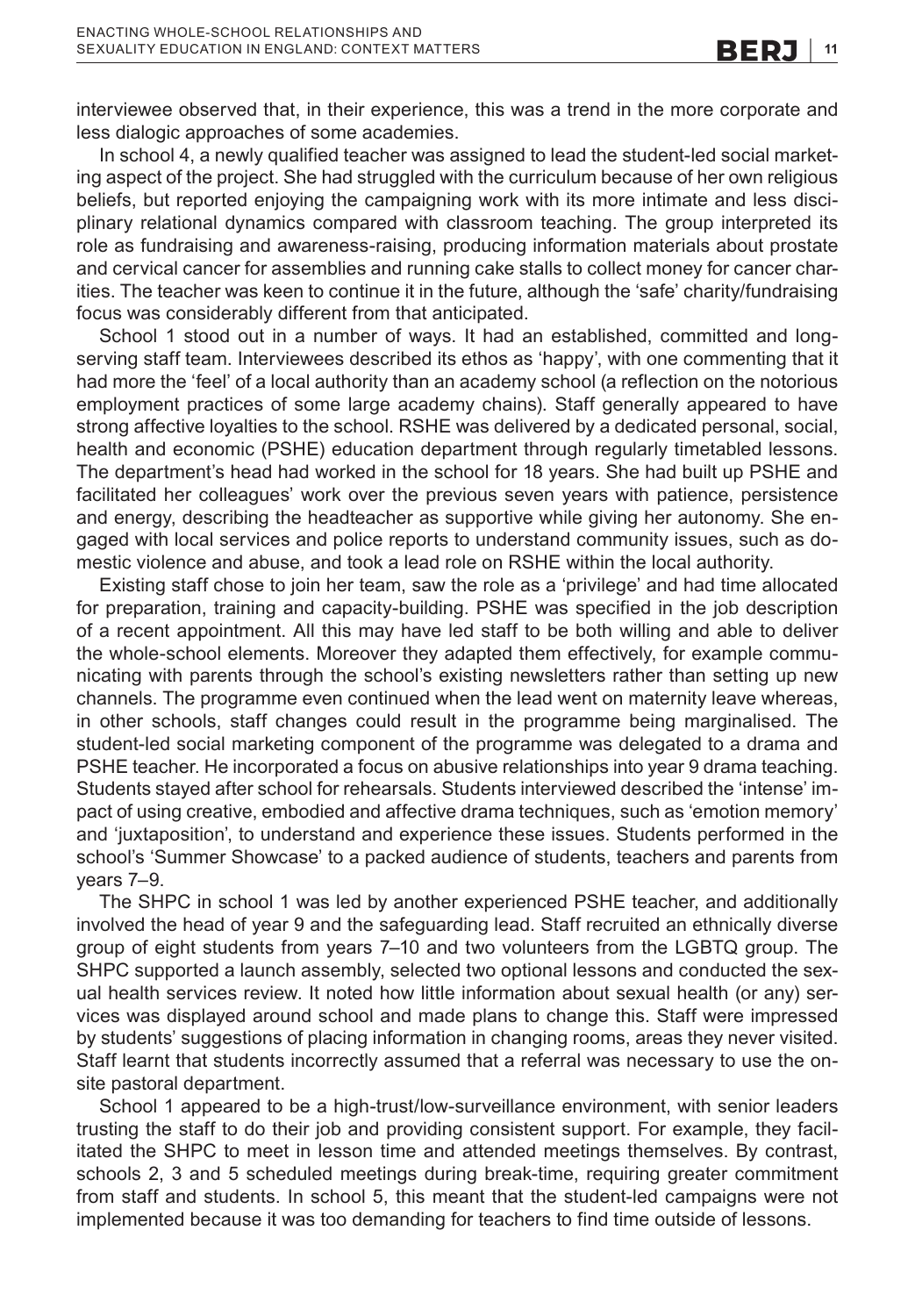interviewee observed that, in their experience, this was a trend in the more corporate and less dialogic approaches of some academies.

In school 4, a newly qualified teacher was assigned to lead the student-led social marketing aspect of the project. She had struggled with the curriculum because of her own religious beliefs, but reported enjoying the campaigning work with its more intimate and less disciplinary relational dynamics compared with classroom teaching. The group interpreted its role as fundraising and awareness-raising, producing information materials about prostate and cervical cancer for assemblies and running cake stalls to collect money for cancer charities. The teacher was keen to continue it in the future, although the 'safe' charity/fundraising focus was considerably different from that anticipated.

School 1 stood out in a number of ways. It had an established, committed and long-serving staff team. Interviewees described its ethos as 'happy', with one commenting that it had more the 'feel' of a local authority than an academy school (a reflection on the notorious employment practices of some large academy chains). Staff generally appeared to have strong affective loyalties to the school. RSHE was delivered by a dedicated personal, social, health and economic (PSHE) education department through regularly timetabled lessons. The department's head had worked in the school for 18 years. She had built up PSHE and facilitated her colleagues' work over the previous seven years with patience, persistence and energy, describing the headteacher as supportive while giving her autonomy. She engaged with local services and police reports to understand community issues, such as domestic violence and abuse, and took a lead role on RSHE within the local authority.

Existing staff chose to join her team, saw the role as a 'privilege' and had time allocated for preparation, training and capacity-building. PSHE was specified in the job description of a recent appointment. All this may have led staff to be both willing and able to deliver the whole-school elements. Moreover they adapted them effectively, for example communicating with parents through the school's existing newsletters rather than setting up new channels. The programme even continued when the lead went on maternity leave whereas, in other schools, staff changes could result in the programme being marginalised. The student-led social marketing component of the programme was delegated to a drama and PSHE teacher. He incorporated a focus on abusive relationships into year 9 drama teaching. Students stayed after school for rehearsals. Students interviewed described the 'intense' impact of using creative, embodied and affective drama techniques, such as 'emotion memory' and 'juxtaposition', to understand and experience these issues. Students performed in the school's 'Summer Showcase' to a packed audience of students, teachers and parents from years 7–9.

The SHPC in school 1 was led by another experienced PSHE teacher, and additionally involved the head of year 9 and the safeguarding lead. Staff recruited an ethnically diverse group of eight students from years 7–10 and two volunteers from the LGBTQ group. The SHPC supported a launch assembly, selected two optional lessons and conducted the sexual health services review. It noted how little information about sexual health (or any) services was displayed around school and made plans to change this. Staff were impressed by students' suggestions of placing information in changing rooms, areas they never visited. Staff learnt that students incorrectly assumed that a referral was necessary to use the on-site pastoral department.

School 1 appeared to be a high-trust/low-surveillance environment, with senior leaders trusting the staff to do their job and providing consistent support. For example, they facilitated the SHPC to meet in lesson time and attended meetings themselves. By contrast, schools 2, 3 and 5 scheduled meetings during break-time, requiring greater commitment from staff and students. In school 5, this meant that the student-led campaigns were not implemented because it was too demanding for teachers to find time outside of lessons.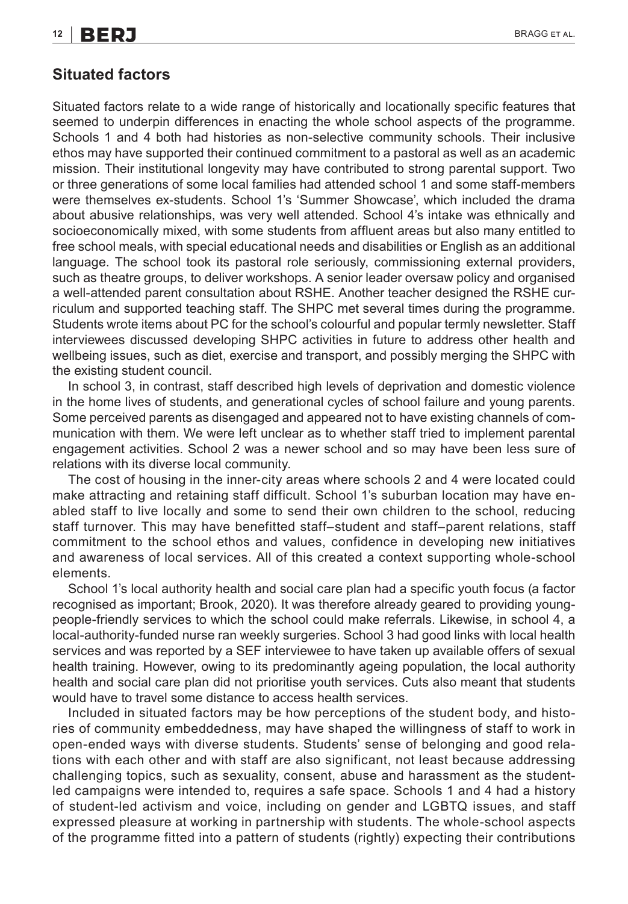## Situated factors

Situated factors relate to a wide range of historically and locationally specific features that seemed to underpin differences in enacting the whole school aspects of the programme. Schools 1 and 4 both had histories as non-selective community schools. Their inclusive ethos may have supported their continued commitment to a pastoral as well as an academic mission. Their institutional longevity may have contributed to strong parental support. Two or three generations of some local families had attended school 1 and some staff-members were themselves ex-students. School 1's 'Summer Showcase', which included the drama about abusive relationships, was very well attended. School 4's intake was ethnically and socioeconomically mixed, with some students from affluent areas but also many entitled to free school meals, with special educational needs and disabilities or English as an additional language. The school took its pastoral role seriously, commissioning external providers, such as theatre groups, to deliver workshops. A senior leader oversaw policy and organised a well-attended parent consultation about RSHE. Another teacher designed the RSHE curriculum and supported teaching staff. The SHPC met several times during the programme. Students wrote items about PC for the school's colourful and popular termly newsletter. Staff interviewees discussed developing SHPC activities in future to address other health and wellbeing issues, such as diet, exercise and transport, and possibly merging the SHPC with the existing student council.

In school 3, in contrast, staff described high levels of deprivation and domestic violence in the home lives of students, and generational cycles of school failure and young parents. Some perceived parents as disengaged and appeared not to have existing channels of communication with them. We were left unclear as to whether staff tried to implement parental engagement activities. School 2 was a newer school and so may have been less sure of relations with its diverse local community.

The cost of housing in the inner-city areas where schools 2 and 4 were located could make attracting and retaining staff difficult. School 1's suburban location may have enabled staff to live locally and some to send their own children to the school, reducing staff turnover. This may have benefitted staff–student and staff–parent relations, staff commitment to the school ethos and values, confidence in developing new initiatives and awareness of local services. All of this created a context supporting whole-school elements.

School 1's local authority health and social care plan had a specific youth focus (a factor recognised as important; Brook, 2020). It was therefore already geared to providing young-people-friendly services to which the school could make referrals. Likewise, in school 4, a local-authority-funded nurse ran weekly surgeries. School 3 had good links with local health services and was reported by a SEF interviewee to have taken up available offers of sexual health training. However, owing to its predominantly ageing population, the local authority health and social care plan did not prioritise youth services. Cuts also meant that students would have to travel some distance to access health services.

Included in situated factors may be how perceptions of the student body, and histories of community embeddedness, may have shaped the willingness of staff to work in open-ended ways with diverse students. Students' sense of belonging and good relations with each other and with staff are also significant, not least because addressing challenging topics, such as sexuality, consent, abuse and harassment as the student-led campaigns were intended to, requires a safe space. Schools 1 and 4 had a history of student-led activism and voice, including on gender and LGBTQ issues, and staff expressed pleasure at working in partnership with students. The whole-school aspects of the programme fitted into a pattern of students (rightly) expecting their contributions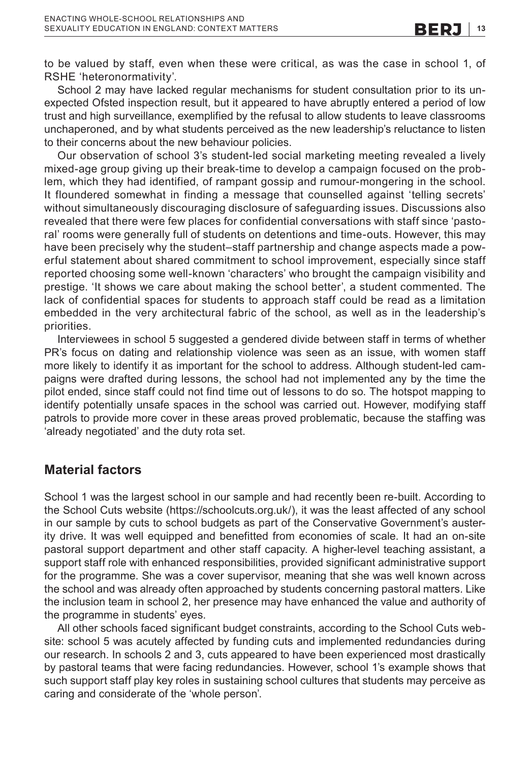to be valued by staff, even when these were critical, as was the case in school 1, of RSHE 'heteronormativity'.

School 2 may have lacked regular mechanisms for student consultation prior to its unexpected Ofsted inspection result, but it appeared to have abruptly entered a period of low trust and high surveillance, exemplified by the refusal to allow students to leave classrooms unchaperoned, and by what students perceived as the new leadership's reluctance to listen to their concerns about the new behaviour policies.

Our observation of school 3's student-led social marketing meeting revealed a lively mixed-age group giving up their break-time to develop a campaign focused on the problem, which they had identified, of rampant gossip and rumour-mongering in the school. It floundered somewhat in finding a message that counselled against 'telling secrets' without simultaneously discouraging disclosure of safeguarding issues. Discussions also revealed that there were few places for confidential conversations with staff since 'pastoral' rooms were generally full of students on detentions and time-outs. However, this may have been precisely why the student–staff partnership and change aspects made a powerful statement about shared commitment to school improvement, especially since staff reported choosing some well-known 'characters' who brought the campaign visibility and prestige. 'It shows we care about making the school better', a student commented. The lack of confidential spaces for students to approach staff could be read as a limitation embedded in the very architectural fabric of the school, as well as in the leadership's priorities.

Interviewees in school 5 suggested a gendered divide between staff in terms of whether PR's focus on dating and relationship violence was seen as an issue, with women staff more likely to identify it as important for the school to address. Although student-led campaigns were drafted during lessons, the school had not implemented any by the time the pilot ended, since staff could not find time out of lessons to do so. The hotspot mapping to identify potentially unsafe spaces in the school was carried out. However, modifying staff patrols to provide more cover in these areas proved problematic, because the staffing was 'already negotiated' and the duty rota set.

## Material factors

School 1 was the largest school in our sample and had recently been re-built. According to the School Cuts website (https://schoolcuts.org.uk/), it was the least affected of any school in our sample by cuts to school budgets as part of the Conservative Government's austerity drive. It was well equipped and benefitted from economies of scale. It had an on-site pastoral support department and other staff capacity. A higher-level teaching assistant, a support staff role with enhanced responsibilities, provided significant administrative support for the programme. She was a cover supervisor, meaning that she was well known across the school and was already often approached by students concerning pastoral matters. Like the inclusion team in school 2, her presence may have enhanced the value and authority of the programme in students' eyes.

All other schools faced significant budget constraints, according to the School Cuts website: school 5 was acutely affected by funding cuts and implemented redundancies during our research. In schools 2 and 3, cuts appeared to have been experienced most drastically by pastoral teams that were facing redundancies. However, school 1's example shows that such support staff play key roles in sustaining school cultures that students may perceive as caring and considerate of the 'whole person'.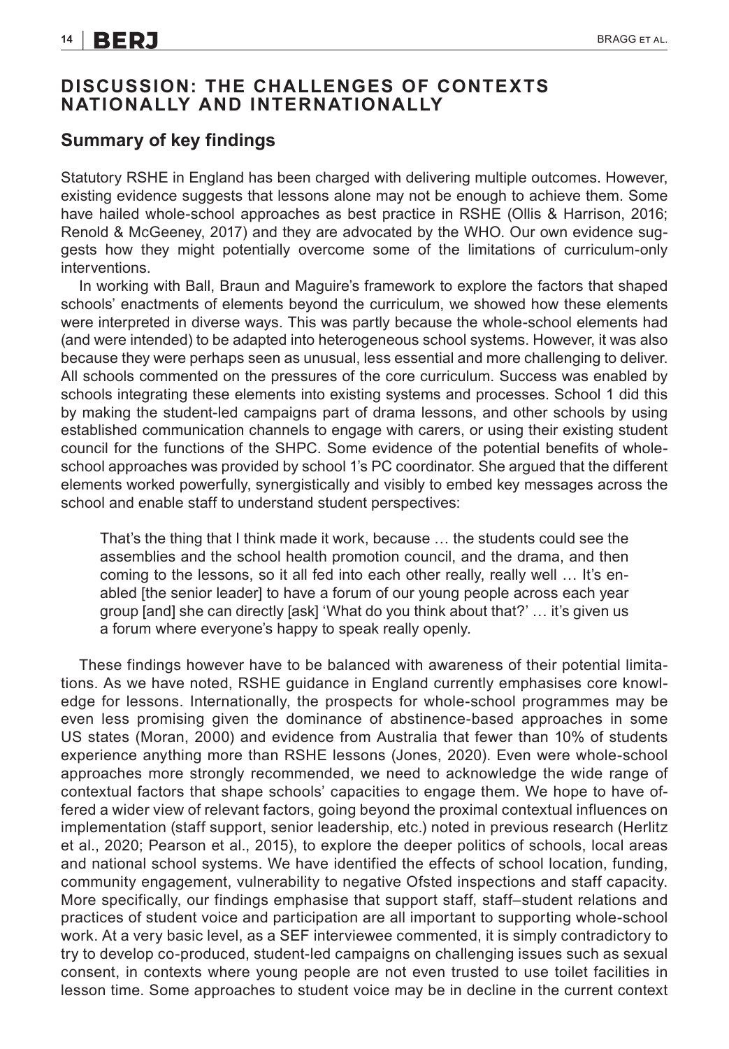## DISCUSSION: THE CHALLENGES OF CONTEXTS NATIONALLY AND INTERNATIONALLY

### Summary of key findings

Statutory RSHE in England has been charged with delivering multiple outcomes. However, existing evidence suggests that lessons alone may not be enough to achieve them. Some have hailed whole-school approaches as best practice in RSHE (Ollis & Harrison, 2016; Renold & McGeeney, 2017) and they are advocated by the WHO. Our own evidence suggests how they might potentially overcome some of the limitations of curriculum-only interventions.

In working with Ball, Braun and Maguire's framework to explore the factors that shaped schools' enactments of elements beyond the curriculum, we showed how these elements were interpreted in diverse ways. This was partly because the whole-school elements had (and were intended) to be adapted into heterogeneous school systems. However, it was also because they were perhaps seen as unusual, less essential and more challenging to deliver. All schools commented on the pressures of the core curriculum. Success was enabled by schools integrating these elements into existing systems and processes. School 1 did this by making the student-led campaigns part of drama lessons, and other schools by using established communication channels to engage with carers, or using their existing student council for the functions of the SHPC. Some evidence of the potential benefits of whole-school approaches was provided by school 1's PC coordinator. She argued that the different elements worked powerfully, synergistically and visibly to embed key messages across the school and enable staff to understand student perspectives:

> That's the thing that I think made it work, because … the students could see the assemblies and the school health promotion council, and the drama, and then coming to the lessons, so it all fed into each other really, really well … It's enabled [the senior leader] to have a forum of our young people across each year group [and] she can directly [ask] 'What do you think about that?' … it's given us a forum where everyone's happy to speak really openly.

These findings however have to be balanced with awareness of their potential limitations. As we have noted, RSHE guidance in England currently emphasises core knowledge for lessons. Internationally, the prospects for whole-school programmes may be even less promising given the dominance of abstinence-based approaches in some US states (Moran, 2000) and evidence from Australia that fewer than 10% of students experience anything more than RSHE lessons (Jones, 2020). Even were whole-school approaches more strongly recommended, we need to acknowledge the wide range of contextual factors that shape schools' capacities to engage them. We hope to have offered a wider view of relevant factors, going beyond the proximal contextual influences on implementation (staff support, senior leadership, etc.) noted in previous research (Herlitz et al., 2020; Pearson et al., 2015), to explore the deeper politics of schools, local areas and national school systems. We have identified the effects of school location, funding, community engagement, vulnerability to negative Ofsted inspections and staff capacity. More specifically, our findings emphasise that support staff, staff–student relations and practices of student voice and participation are all important to supporting whole-school work. At a very basic level, as a SEF interviewee commented, it is simply contradictory to try to develop co-produced, student-led campaigns on challenging issues such as sexual consent, in contexts where young people are not even trusted to use toilet facilities in lesson time. Some approaches to student voice may be in decline in the current context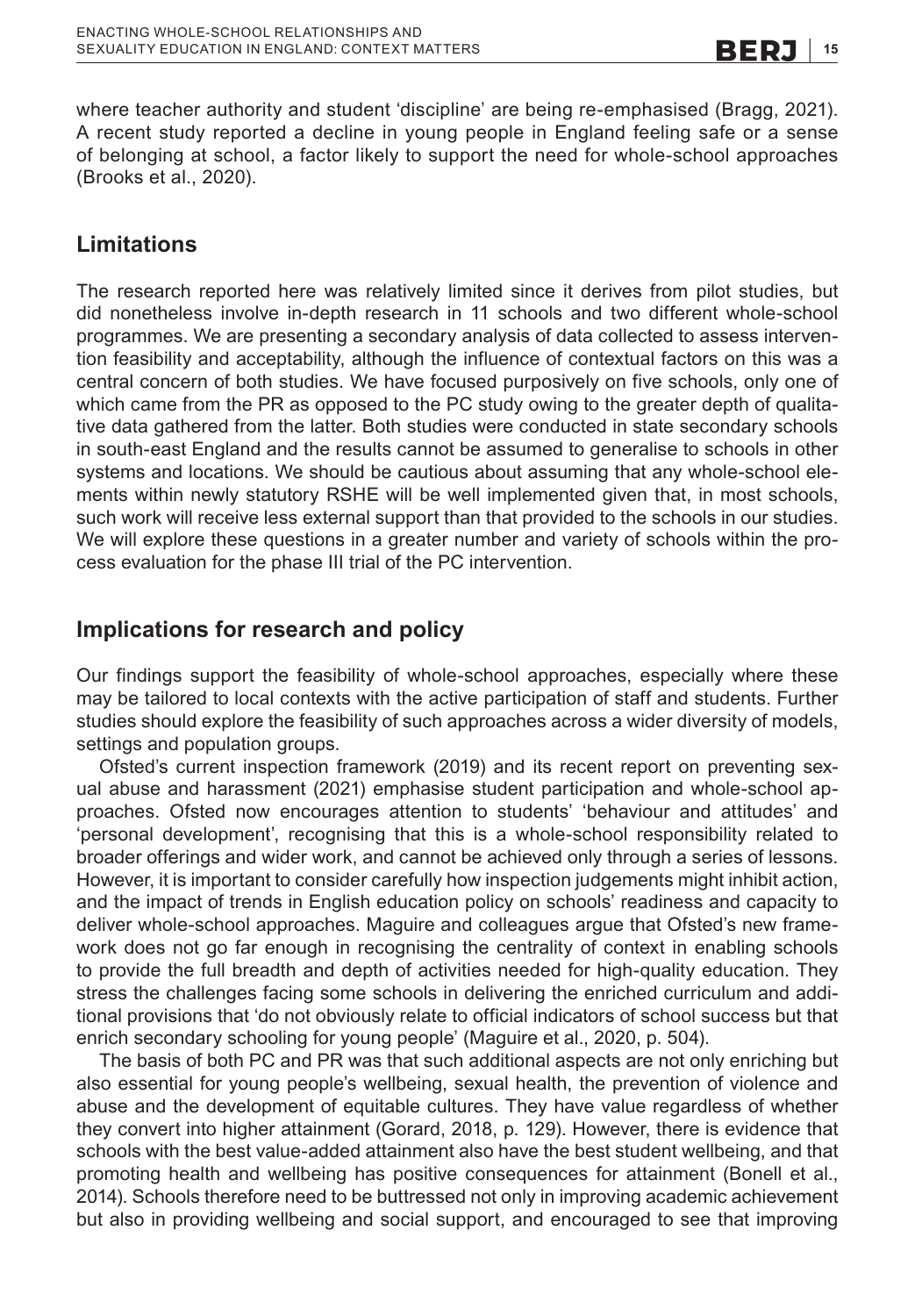where teacher authority and student 'discipline' are being re-emphasised (Bragg, 2021). A recent study reported a decline in young people in England feeling safe or a sense of belonging at school, a factor likely to support the need for whole-school approaches (Brooks et al., 2020).

## Limitations

The research reported here was relatively limited since it derives from pilot studies, but did nonetheless involve in-depth research in 11 schools and two different whole-school programmes. We are presenting a secondary analysis of data collected to assess intervention feasibility and acceptability, although the influence of contextual factors on this was a central concern of both studies. We have focused purposively on five schools, only one of which came from the PR as opposed to the PC study owing to the greater depth of qualitative data gathered from the latter. Both studies were conducted in state secondary schools in south-east England and the results cannot be assumed to generalise to schools in other systems and locations. We should be cautious about assuming that any whole-school elements within newly statutory RSHE will be well implemented given that, in most schools, such work will receive less external support than that provided to the schools in our studies. We will explore these questions in a greater number and variety of schools within the process evaluation for the phase III trial of the PC intervention.

## Implications for research and policy

Our findings support the feasibility of whole-school approaches, especially where these may be tailored to local contexts with the active participation of staff and students. Further studies should explore the feasibility of such approaches across a wider diversity of models, settings and population groups.

Ofsted's current inspection framework (2019) and its recent report on preventing sexual abuse and harassment (2021) emphasise student participation and whole-school approaches. Ofsted now encourages attention to students' 'behaviour and attitudes' and 'personal development', recognising that this is a whole-school responsibility related to broader offerings and wider work, and cannot be achieved only through a series of lessons. However, it is important to consider carefully how inspection judgements might inhibit action, and the impact of trends in English education policy on schools' readiness and capacity to deliver whole-school approaches. Maguire and colleagues argue that Ofsted's new framework does not go far enough in recognising the centrality of context in enabling schools to provide the full breadth and depth of activities needed for high-quality education. They stress the challenges facing some schools in delivering the enriched curriculum and additional provisions that 'do not obviously relate to official indicators of school success but that enrich secondary schooling for young people' (Maguire et al., 2020, p. 504).

The basis of both PC and PR was that such additional aspects are not only enriching but also essential for young people's wellbeing, sexual health, the prevention of violence and abuse and the development of equitable cultures. They have value regardless of whether they convert into higher attainment (Gorard, 2018, p. 129). However, there is evidence that schools with the best value-added attainment also have the best student wellbeing, and that promoting health and wellbeing has positive consequences for attainment (Bonell et al., 2014). Schools therefore need to be buttressed not only in improving academic achievement but also in providing wellbeing and social support, and encouraged to see that improving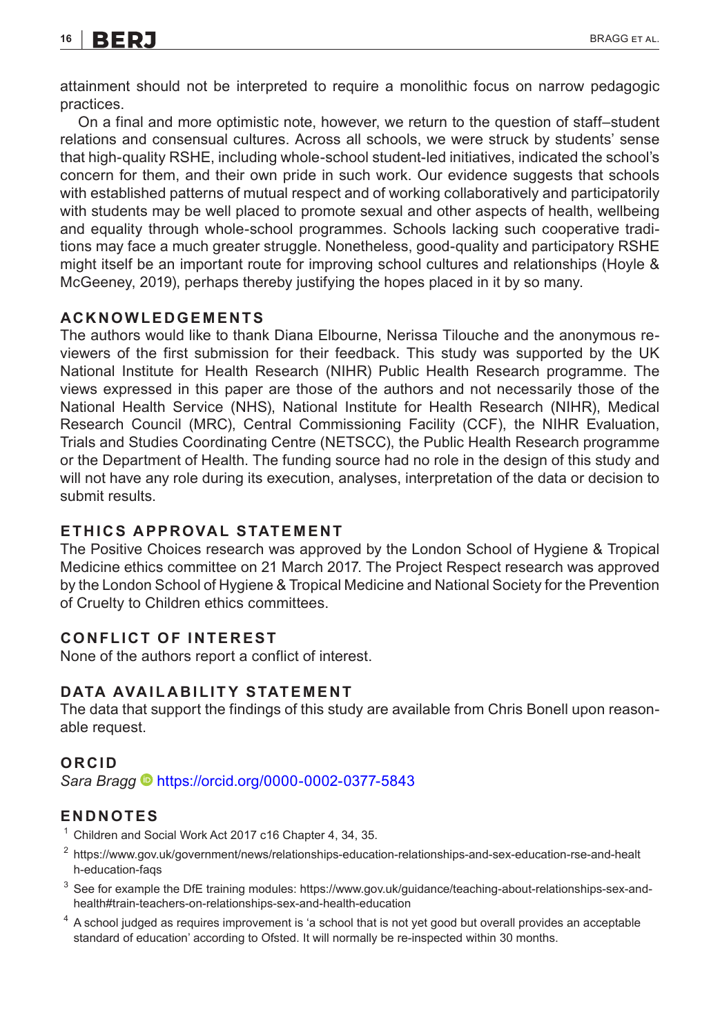attainment should not be interpreted to require a monolithic focus on narrow pedagogic practices.

On a final and more optimistic note, however, we return to the question of staff–student relations and consensual cultures. Across all schools, we were struck by students' sense that high-quality RSHE, including whole-school student-led initiatives, indicated the school's concern for them, and their own pride in such work. Our evidence suggests that schools with established patterns of mutual respect and of working collaboratively and participatorily with students may be well placed to promote sexual and other aspects of health, wellbeing and equality through whole-school programmes. Schools lacking such cooperative traditions may face a much greater struggle. Nonetheless, good-quality and participatory RSHE might itself be an important route for improving school cultures and relationships (Hoyle & McGeeney, 2019), perhaps thereby justifying the hopes placed in it by so many.

## ACKNOWLEDGEMENTS

The authors would like to thank Diana Elbourne, Nerissa Tilouche and the anonymous reviewers of the first submission for their feedback. This study was supported by the UK National Institute for Health Research (NIHR) Public Health Research programme. The views expressed in this paper are those of the authors and not necessarily those of the National Health Service (NHS), National Institute for Health Research (NIHR), Medical Research Council (MRC), Central Commissioning Facility (CCF), the NIHR Evaluation, Trials and Studies Coordinating Centre (NETSCC), the Public Health Research programme or the Department of Health. The funding source had no role in the design of this study and will not have any role during its execution, analyses, interpretation of the data or decision to submit results.

## ETHICS APPROVAL STATEMENT

The Positive Choices research was approved by the London School of Hygiene & Tropical Medicine ethics committee on 21 March 2017. The Project Respect research was approved by the London School of Hygiene & Tropical Medicine and National Society for the Prevention of Cruelty to Children ethics committees.

## CONFLICT OF INTEREST

None of the authors report a conflict of interest.

## DATA AVAILABILITY STATEMENT

The data that support the findings of this study are available from Chris Bonell upon reasonable request.

## ORCID

*Sara Bragg* https://orcid.org/0000-0002-0377-5843

## ENDNOTES

[1] Children and Social Work Act 2017 c16 Chapter 4, 34, 35.

[2] https://www.gov.uk/government/news/relationships-education-relationships-and-sex-education-rse-and-health-education-faqs

[3] See for example the DfE training modules: https://www.gov.uk/guidance/teaching-about-relationships-sex-and-health#train-teachers-on-relationships-sex-and-health-education

[4] A school judged as requires improvement is 'a school that is not yet good but overall provides an acceptable standard of education' according to Ofsted. It will normally be re-inspected within 30 months.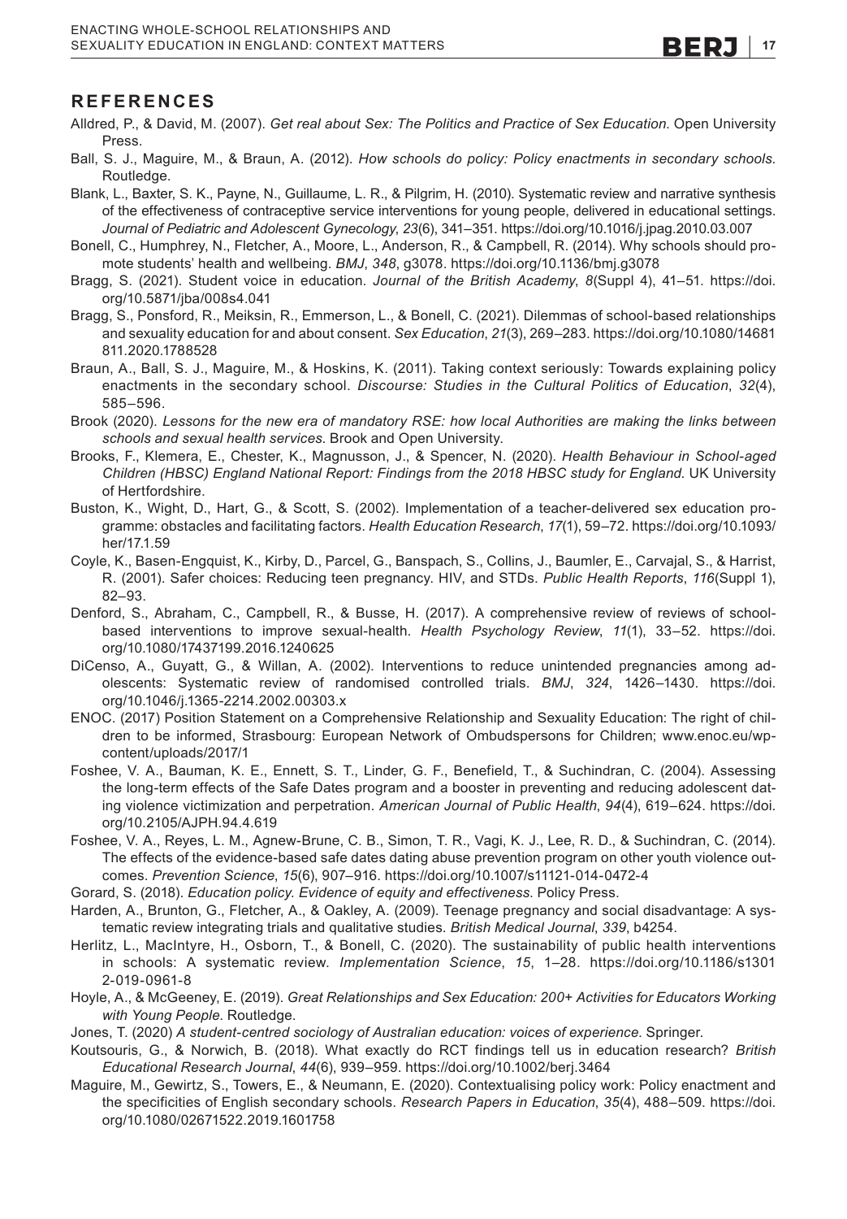## REFERENCES

Alldred, P., & David, M. (2007). *Get real about Sex: The Politics and Practice of Sex Education*. Open University Press.

Ball, S. J., Maguire, M., & Braun, A. (2012). *How schools do policy: Policy enactments in secondary schools*. Routledge.

Blank, L., Baxter, S. K., Payne, N., Guillaume, L. R., & Pilgrim, H. (2010). Systematic review and narrative synthesis of the effectiveness of contraceptive service interventions for young people, delivered in educational settings. *Journal of Pediatric and Adolescent Gynecology*, *23*(6), 341–351. https://doi.org/10.1016/j.jpag.2010.03.007

Bonell, C., Humphrey, N., Fletcher, A., Moore, L., Anderson, R., & Campbell, R. (2014). Why schools should promote students' health and wellbeing. *BMJ*, *348*, g3078. https://doi.org/10.1136/bmj.g3078

Bragg, S. (2021). Student voice in education. *Journal of the British Academy*, *8*(Suppl 4), 41–51. https://doi.org/10.5871/jba/008s4.041

Bragg, S., Ponsford, R., Meiksin, R., Emmerson, L., & Bonell, C. (2021). Dilemmas of school-based relationships and sexuality education for and about consent. *Sex Education*, *21*(3), 269–283. https://doi.org/10.1080/14681811.2020.1788528

Braun, A., Ball, S. J., Maguire, M., & Hoskins, K. (2011). Taking context seriously: Towards explaining policy enactments in the secondary school. *Discourse: Studies in the Cultural Politics of Education*, *32*(4), 585–596.

Brook (2020). *Lessons for the new era of mandatory RSE: how local Authorities are making the links between schools and sexual health services*. Brook and Open University.

Brooks, F., Klemera, E., Chester, K., Magnusson, J., & Spencer, N. (2020). *Health Behaviour in School-aged Children (HBSC) England National Report: Findings from the 2018 HBSC study for England*. UK University of Hertfordshire.

Buston, K., Wight, D., Hart, G., & Scott, S. (2002). Implementation of a teacher-delivered sex education programme: obstacles and facilitating factors. *Health Education Research*, *17*(1), 59–72. https://doi.org/10.1093/her/17.1.59

Coyle, K., Basen-Engquist, K., Kirby, D., Parcel, G., Banspach, S., Collins, J., Baumler, E., Carvajal, S., & Harrist, R. (2001). Safer choices: Reducing teen pregnancy. HIV, and STDs. *Public Health Reports*, *116*(Suppl 1), 82–93.

Denford, S., Abraham, C., Campbell, R., & Busse, H. (2017). A comprehensive review of reviews of school-based interventions to improve sexual-health. *Health Psychology Review*, *11*(1), 33–52. https://doi.org/10.1080/17437199.2016.1240625

DiCenso, A., Guyatt, G., & Willan, A. (2002). Interventions to reduce unintended pregnancies among adolescents: Systematic review of randomised controlled trials. *BMJ*, *324*, 1426–1430. https://doi.org/10.1046/j.1365-2214.2002.00303.x

ENOC. (2017) Position Statement on a Comprehensive Relationship and Sexuality Education: The right of children to be informed, Strasbourg: European Network of Ombudspersons for Children; www.enoc.eu/wp-content/uploads/2017/1

Foshee, V. A., Bauman, K. E., Ennett, S. T., Linder, G. F., Benefield, T., & Suchindran, C. (2004). Assessing the long-term effects of the Safe Dates program and a booster in preventing and reducing adolescent dating violence victimization and perpetration. *American Journal of Public Health*, *94*(4), 619–624. https://doi.org/10.2105/AJPH.94.4.619

Foshee, V. A., Reyes, L. M., Agnew-Brune, C. B., Simon, T. R., Vagi, K. J., Lee, R. D., & Suchindran, C. (2014). The effects of the evidence-based safe dates dating abuse prevention program on other youth violence outcomes. *Prevention Science*, *15*(6), 907–916. https://doi.org/10.1007/s11121-014-0472-4

Gorard, S. (2018). *Education policy. Evidence of equity and effectiveness*. Policy Press.

Harden, A., Brunton, G., Fletcher, A., & Oakley, A. (2009). Teenage pregnancy and social disadvantage: A systematic review integrating trials and qualitative studies. *British Medical Journal*, *339*, b4254.

Herlitz, L., MacIntyre, H., Osborn, T., & Bonell, C. (2020). The sustainability of public health interventions in schools: A systematic review. *Implementation Science*, *15*, 1–28. https://doi.org/10.1186/s13012-019-0961-8

Hoyle, A., & McGeeney, E. (2019). *Great Relationships and Sex Education: 200+ Activities for Educators Working with Young People*. Routledge.

Jones, T. (2020) *A student-centred sociology of Australian education: voices of experience*. Springer.

Koutsouris, G., & Norwich, B. (2018). What exactly do RCT findings tell us in education research? *British Educational Research Journal*, *44*(6), 939–959. https://doi.org/10.1002/berj.3464

Maguire, M., Gewirtz, S., Towers, E., & Neumann, E. (2020). Contextualising policy work: Policy enactment and the specificities of English secondary schools. *Research Papers in Education*, *35*(4), 488–509. https://doi.org/10.1080/02671522.2019.1601758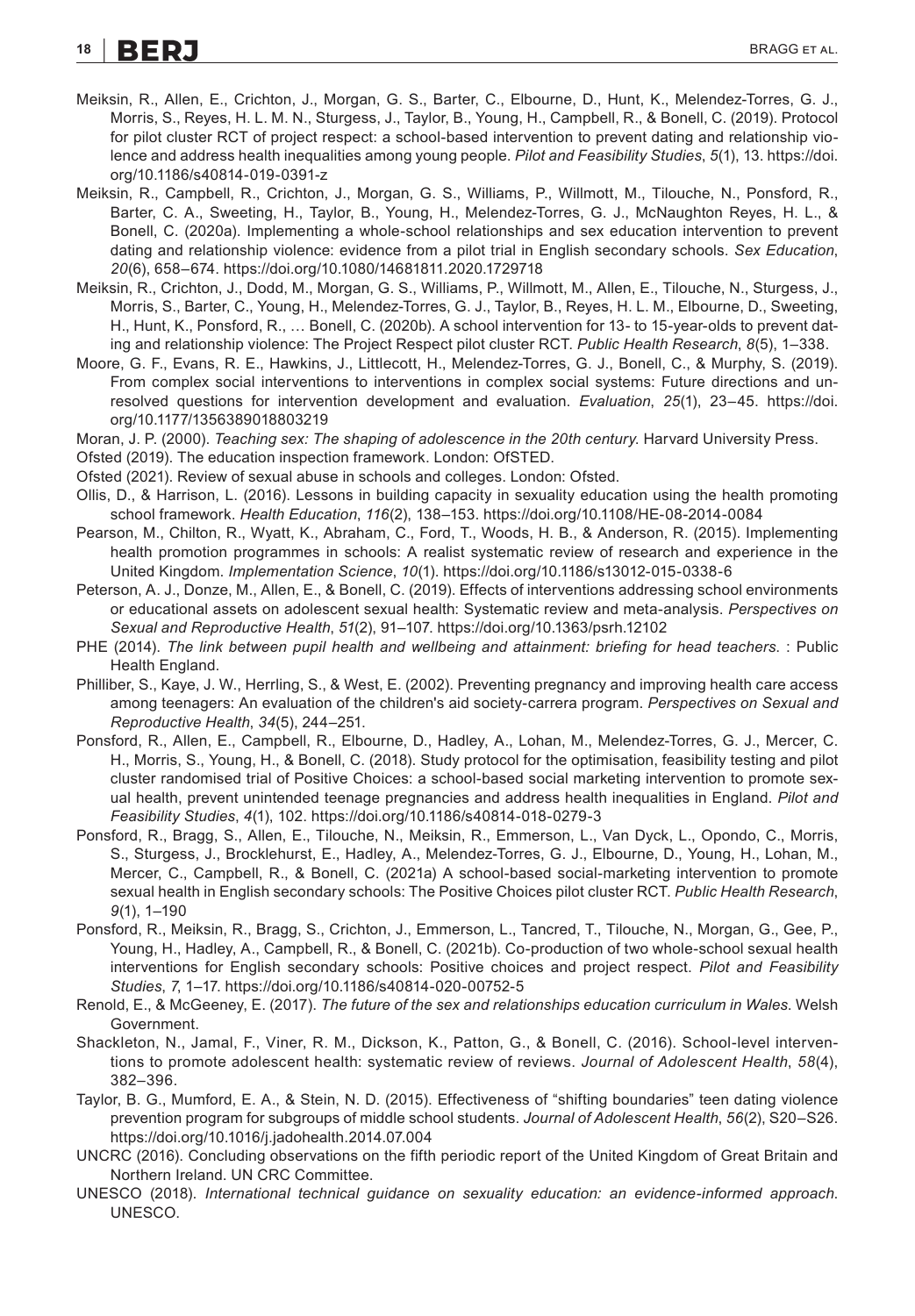Meiksin, R., Allen, E., Crichton, J., Morgan, G. S., Barter, C., Elbourne, D., Hunt, K., Melendez-Torres, G. J., Morris, S., Reyes, H. L. M. N., Sturgess, J., Taylor, B., Young, H., Campbell, R., & Bonell, C. (2019). Protocol for pilot cluster RCT of project respect: a school-based intervention to prevent dating and relationship violence and address health inequalities among young people. *Pilot and Feasibility Studies*, *5*(1), 13. https://doi.org/10.1186/s40814-019-0391-z

Meiksin, R., Campbell, R., Crichton, J., Morgan, G. S., Williams, P., Willmott, M., Tilouche, N., Ponsford, R., Barter, C. A., Sweeting, H., Taylor, B., Young, H., Melendez-Torres, G. J., McNaughton Reyes, H. L., & Bonell, C. (2020a). Implementing a whole-school relationships and sex education intervention to prevent dating and relationship violence: evidence from a pilot trial in English secondary schools. *Sex Education*, *20*(6), 658–674. https://doi.org/10.1080/14681811.2020.1729718

Meiksin, R., Crichton, J., Dodd, M., Morgan, G. S., Williams, P., Willmott, M., Allen, E., Tilouche, N., Sturgess, J., Morris, S., Barter, C., Young, H., Melendez-Torres, G. J., Taylor, B., Reyes, H. L. M., Elbourne, D., Sweeting, H., Hunt, K., Ponsford, R., … Bonell, C. (2020b). A school intervention for 13- to 15-year-olds to prevent dating and relationship violence: The Project Respect pilot cluster RCT. *Public Health Research*, *8*(5), 1–338.

Moore, G. F., Evans, R. E., Hawkins, J., Littlecott, H., Melendez-Torres, G. J., Bonell, C., & Murphy, S. (2019). From complex social interventions to interventions in complex social systems: Future directions and unresolved questions for intervention development and evaluation. *Evaluation*, *25*(1), 23–45. https://doi.org/10.1177/1356389018803219

Moran, J. P. (2000). *Teaching sex: The shaping of adolescence in the 20th century*. Harvard University Press.

Ofsted (2019). The education inspection framework. London: OfSTED.

Ofsted (2021). Review of sexual abuse in schools and colleges. London: Ofsted.

Ollis, D., & Harrison, L. (2016). Lessons in building capacity in sexuality education using the health promoting school framework. *Health Education*, *116*(2), 138–153. https://doi.org/10.1108/HE-08-2014-0084

Pearson, M., Chilton, R., Wyatt, K., Abraham, C., Ford, T., Woods, H. B., & Anderson, R. (2015). Implementing health promotion programmes in schools: A realist systematic review of research and experience in the United Kingdom. *Implementation Science*, *10*(1). https://doi.org/10.1186/s13012-015-0338-6

Peterson, A. J., Donze, M., Allen, E., & Bonell, C. (2019). Effects of interventions addressing school environments or educational assets on adolescent sexual health: Systematic review and meta-analysis. *Perspectives on Sexual and Reproductive Health*, *51*(2), 91–107. https://doi.org/10.1363/psrh.12102

PHE (2014). *The link between pupil health and wellbeing and attainment: briefing for head teachers*. : Public Health England.

Philliber, S., Kaye, J. W., Herrling, S., & West, E. (2002). Preventing pregnancy and improving health care access among teenagers: An evaluation of the children's aid society-carrera program. *Perspectives on Sexual and Reproductive Health*, *34*(5), 244–251.

Ponsford, R., Allen, E., Campbell, R., Elbourne, D., Hadley, A., Lohan, M., Melendez-Torres, G. J., Mercer, C. H., Morris, S., Young, H., & Bonell, C. (2018). Study protocol for the optimisation, feasibility testing and pilot cluster randomised trial of Positive Choices: a school-based social marketing intervention to promote sexual health, prevent unintended teenage pregnancies and address health inequalities in England. *Pilot and Feasibility Studies*, *4*(1), 102. https://doi.org/10.1186/s40814-018-0279-3

Ponsford, R., Bragg, S., Allen, E., Tilouche, N., Meiksin, R., Emmerson, L., Van Dyck, L., Opondo, C., Morris, S., Sturgess, J., Brocklehurst, E., Hadley, A., Melendez-Torres, G. J., Elbourne, D., Young, H., Lohan, M., Mercer, C., Campbell, R., & Bonell, C. (2021a) A school-based social-marketing intervention to promote sexual health in English secondary schools: The Positive Choices pilot cluster RCT. *Public Health Research*, *9*(1), 1–190

Ponsford, R., Meiksin, R., Bragg, S., Crichton, J., Emmerson, L., Tancred, T., Tilouche, N., Morgan, G., Gee, P., Young, H., Hadley, A., Campbell, R., & Bonell, C. (2021b). Co-production of two whole-school sexual health interventions for English secondary schools: Positive choices and project respect. *Pilot and Feasibility Studies*, *7*, 1–17. https://doi.org/10.1186/s40814-020-00752-5

Renold, E., & McGeeney, E. (2017). *The future of the sex and relationships education curriculum in Wales*. Welsh Government.

Shackleton, N., Jamal, F., Viner, R. M., Dickson, K., Patton, G., & Bonell, C. (2016). School-level interventions to promote adolescent health: systematic review of reviews. *Journal of Adolescent Health*, *58*(4), 382–396.

Taylor, B. G., Mumford, E. A., & Stein, N. D. (2015). Effectiveness of "shifting boundaries" teen dating violence prevention program for subgroups of middle school students. *Journal of Adolescent Health*, *56*(2), S20–S26. https://doi.org/10.1016/j.jadohealth.2014.07.004

UNCRC (2016). Concluding observations on the fifth periodic report of the United Kingdom of Great Britain and Northern Ireland. UN CRC Committee.

UNESCO (2018). *International technical guidance on sexuality education: an evidence-informed approach*. UNESCO.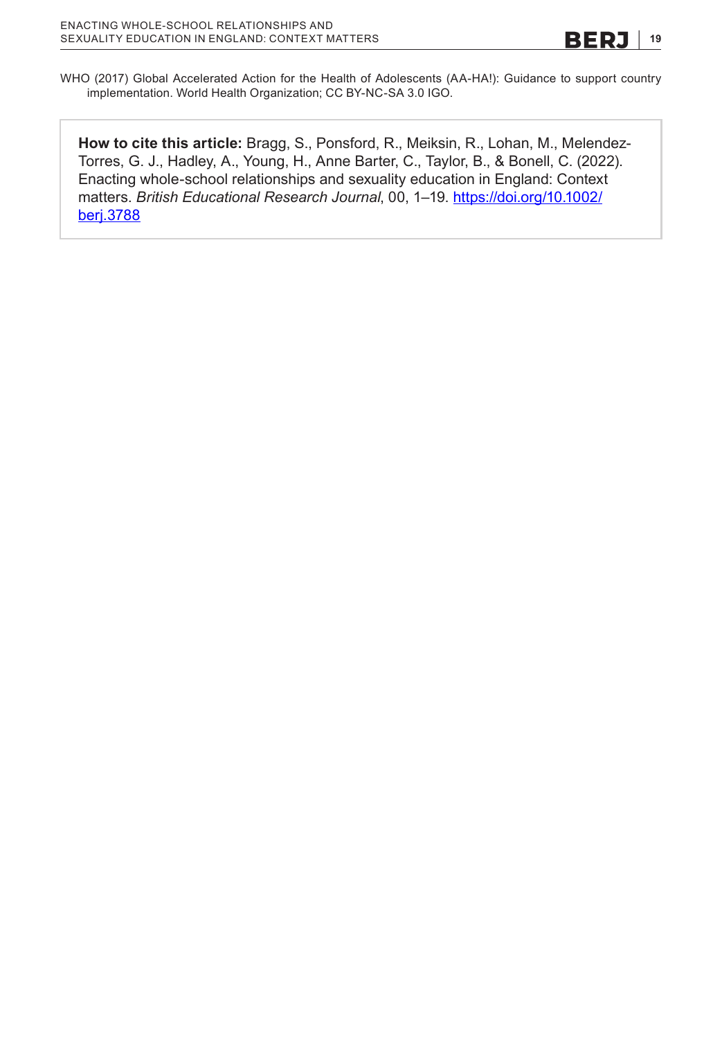WHO (2017) Global Accelerated Action for the Health of Adolescents (AA-HA!): Guidance to support country implementation. World Health Organization; CC BY-NC-SA 3.0 IGO.

**How to cite this article:** Bragg, S., Ponsford, R., Meiksin, R., Lohan, M., Melendez-Torres, G. J., Hadley, A., Young, H., Anne Barter, C., Taylor, B., & Bonell, C. (2022). Enacting whole-school relationships and sexuality education in England: Context matters. *British Educational Research Journal*, 00, 1–19. https://doi.org/10.1002/berj.3788